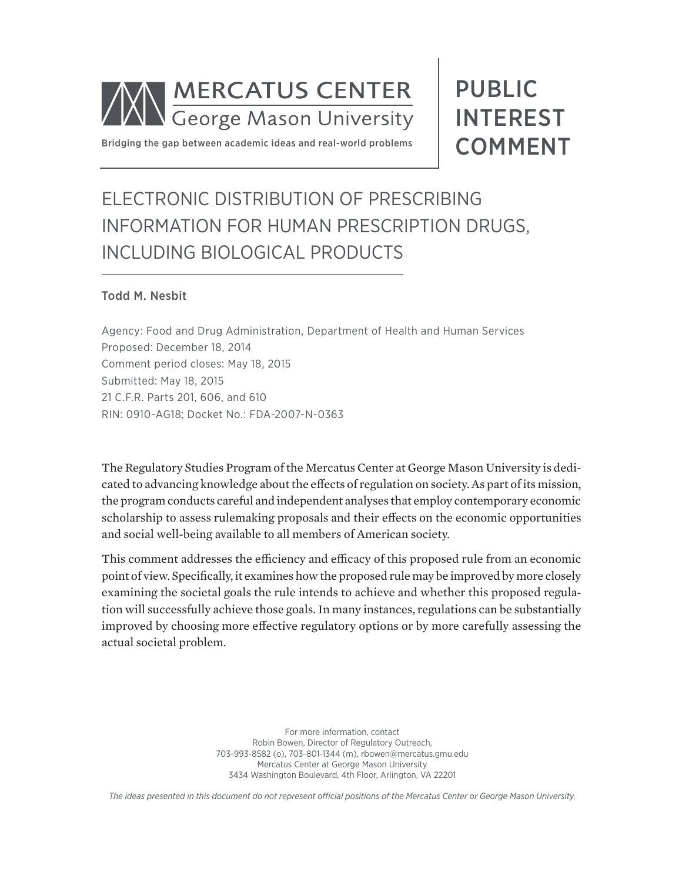MERCATUS CENTER
George Mason University

Bridging the gap between academic ideas and real-world problems

# PUBLIC INTEREST COMMENT

# ELECTRONIC DISTRIBUTION OF PRESCRIBING INFORMATION FOR HUMAN PRESCRIPTION DRUGS, INCLUDING BIOLOGICAL PRODUCTS

**Todd M. Nesbit**

Agency: Food and Drug Administration, Department of Health and Human Services
Proposed: December 18, 2014
Comment period closes: May 18, 2015
Submitted: May 18, 2015
21 C.F.R. Parts 201, 606, and 610
RIN: 0910-AG18; Docket No.: FDA-2007-N-0363

The Regulatory Studies Program of the Mercatus Center at George Mason University is dedicated to advancing knowledge about the effects of regulation on society. As part of its mission, the program conducts careful and independent analyses that employ contemporary economic scholarship to assess rulemaking proposals and their effects on the economic opportunities and social well-being available to all members of American society.

This comment addresses the efficiency and efficacy of this proposed rule from an economic point of view. Specifically, it examines how the proposed rule may be improved by more closely examining the societal goals the rule intends to achieve and whether this proposed regulation will successfully achieve those goals. In many instances, regulations can be substantially improved by choosing more effective regulatory options or by more carefully assessing the actual societal problem.

For more information, contact
Robin Bowen, Director of Regulatory Outreach,
703-993-8582 (o), 703-801-1344 (m), rbowen@mercatus.gmu.edu
Mercatus Center at George Mason University
3434 Washington Boulevard, 4th Floor, Arlington, VA 22201

*The ideas presented in this document do not represent official positions of the Mercatus Center or George Mason University.*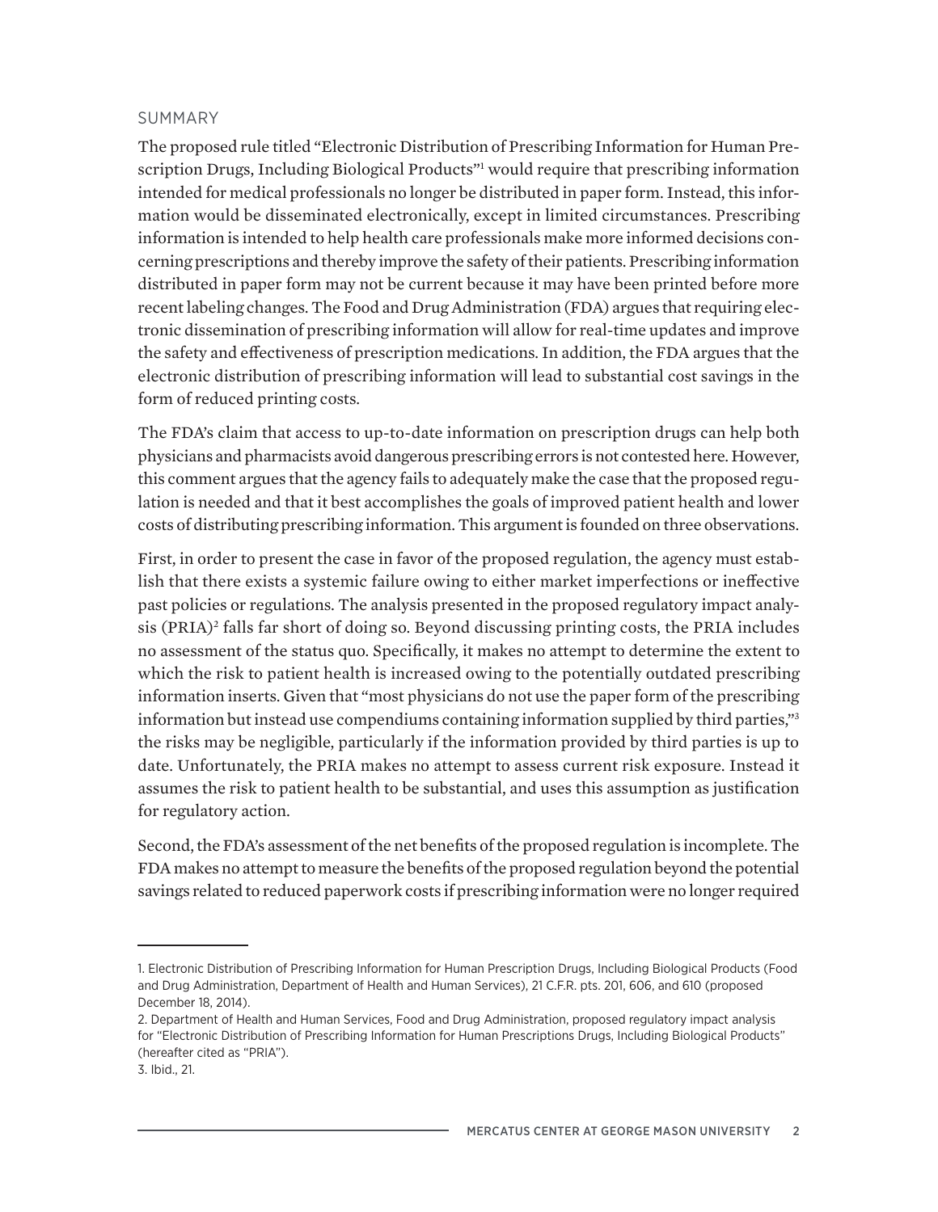## SUMMARY

The proposed rule titled "Electronic Distribution of Prescribing Information for Human Prescription Drugs, Including Biological Products"[1] would require that prescribing information intended for medical professionals no longer be distributed in paper form. Instead, this information would be disseminated electronically, except in limited circumstances. Prescribing information is intended to help health care professionals make more informed decisions concerning prescriptions and thereby improve the safety of their patients. Prescribing information distributed in paper form may not be current because it may have been printed before more recent labeling changes. The Food and Drug Administration (FDA) argues that requiring electronic dissemination of prescribing information will allow for real-time updates and improve the safety and effectiveness of prescription medications. In addition, the FDA argues that the electronic distribution of prescribing information will lead to substantial cost savings in the form of reduced printing costs.

The FDA's claim that access to up-to-date information on prescription drugs can help both physicians and pharmacists avoid dangerous prescribing errors is not contested here. However, this comment argues that the agency fails to adequately make the case that the proposed regulation is needed and that it best accomplishes the goals of improved patient health and lower costs of distributing prescribing information. This argument is founded on three observations.

First, in order to present the case in favor of the proposed regulation, the agency must establish that there exists a systemic failure owing to either market imperfections or ineffective past policies or regulations. The analysis presented in the proposed regulatory impact analysis (PRIA)[2] falls far short of doing so. Beyond discussing printing costs, the PRIA includes no assessment of the status quo. Specifically, it makes no attempt to determine the extent to which the risk to patient health is increased owing to the potentially outdated prescribing information inserts. Given that "most physicians do not use the paper form of the prescribing information but instead use compendiums containing information supplied by third parties,"[3] the risks may be negligible, particularly if the information provided by third parties is up to date. Unfortunately, the PRIA makes no attempt to assess current risk exposure. Instead it assumes the risk to patient health to be substantial, and uses this assumption as justification for regulatory action.

Second, the FDA's assessment of the net benefits of the proposed regulation is incomplete. The FDA makes no attempt to measure the benefits of the proposed regulation beyond the potential savings related to reduced paperwork costs if prescribing information were no longer required

---

1. Electronic Distribution of Prescribing Information for Human Prescription Drugs, Including Biological Products (Food and Drug Administration, Department of Health and Human Services), 21 C.F.R. pts. 201, 606, and 610 (proposed December 18, 2014).

2. Department of Health and Human Services, Food and Drug Administration, proposed regulatory impact analysis for "Electronic Distribution of Prescribing Information for Human Prescriptions Drugs, Including Biological Products" (hereafter cited as "PRIA").

3. Ibid., 21.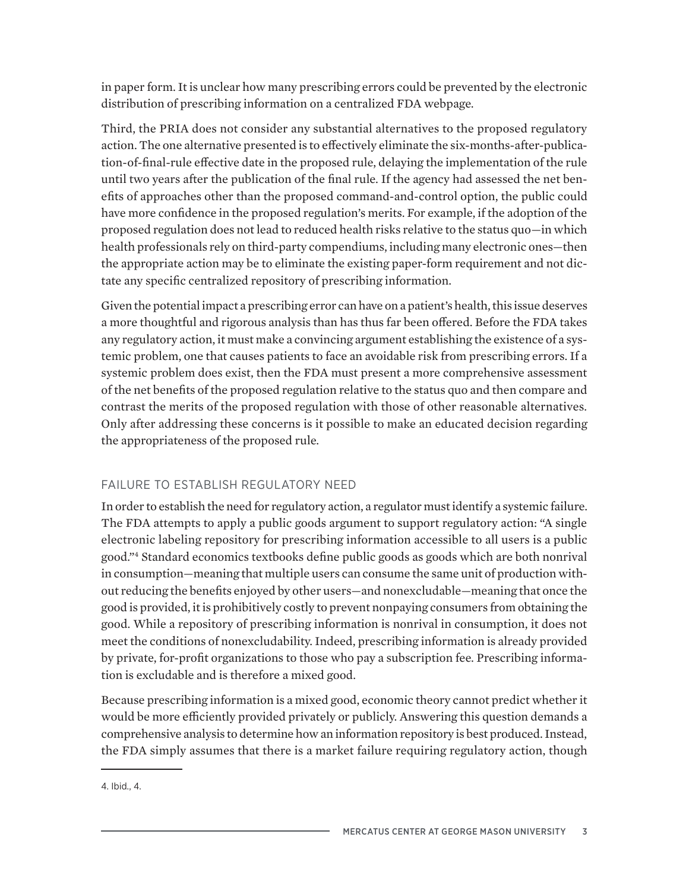in paper form. It is unclear how many prescribing errors could be prevented by the electronic distribution of prescribing information on a centralized FDA webpage.

Third, the PRIA does not consider any substantial alternatives to the proposed regulatory action. The one alternative presented is to effectively eliminate the six-months-after-publication-of-final-rule effective date in the proposed rule, delaying the implementation of the rule until two years after the publication of the final rule. If the agency had assessed the net benefits of approaches other than the proposed command-and-control option, the public could have more confidence in the proposed regulation's merits. For example, if the adoption of the proposed regulation does not lead to reduced health risks relative to the status quo—in which health professionals rely on third-party compendiums, including many electronic ones—then the appropriate action may be to eliminate the existing paper-form requirement and not dictate any specific centralized repository of prescribing information.

Given the potential impact a prescribing error can have on a patient's health, this issue deserves a more thoughtful and rigorous analysis than has thus far been offered. Before the FDA takes any regulatory action, it must make a convincing argument establishing the existence of a systemic problem, one that causes patients to face an avoidable risk from prescribing errors. If a systemic problem does exist, then the FDA must present a more comprehensive assessment of the net benefits of the proposed regulation relative to the status quo and then compare and contrast the merits of the proposed regulation with those of other reasonable alternatives. Only after addressing these concerns is it possible to make an educated decision regarding the appropriateness of the proposed rule.

## FAILURE TO ESTABLISH REGULATORY NEED

In order to establish the need for regulatory action, a regulator must identify a systemic failure. The FDA attempts to apply a public goods argument to support regulatory action: "A single electronic labeling repository for prescribing information accessible to all users is a public good."[4] Standard economics textbooks define public goods as goods which are both nonrival in consumption—meaning that multiple users can consume the same unit of production without reducing the benefits enjoyed by other users—and nonexcludable—meaning that once the good is provided, it is prohibitively costly to prevent nonpaying consumers from obtaining the good. While a repository of prescribing information is nonrival in consumption, it does not meet the conditions of nonexcludability. Indeed, prescribing information is already provided by private, for-profit organizations to those who pay a subscription fee. Prescribing information is excludable and is therefore a mixed good.

Because prescribing information is a mixed good, economic theory cannot predict whether it would be more efficiently provided privately or publicly. Answering this question demands a comprehensive analysis to determine how an information repository is best produced. Instead, the FDA simply assumes that there is a market failure requiring regulatory action, though

4. Ibid., 4.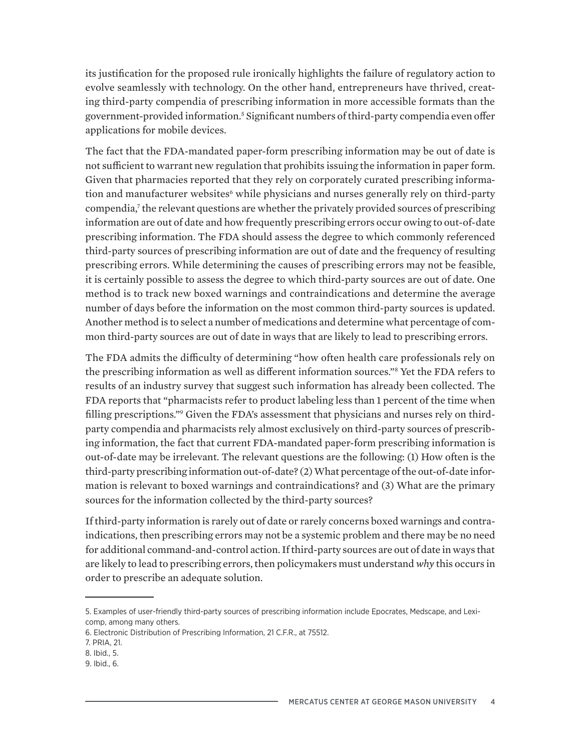its justification for the proposed rule ironically highlights the failure of regulatory action to evolve seamlessly with technology. On the other hand, entrepreneurs have thrived, creating third-party compendia of prescribing information in more accessible formats than the government-provided information.[5] Significant numbers of third-party compendia even offer applications for mobile devices.

The fact that the FDA-mandated paper-form prescribing information may be out of date is not sufficient to warrant new regulation that prohibits issuing the information in paper form. Given that pharmacies reported that they rely on corporately curated prescribing information and manufacturer websites[6] while physicians and nurses generally rely on third-party compendia,[7] the relevant questions are whether the privately provided sources of prescribing information are out of date and how frequently prescribing errors occur owing to out-of-date prescribing information. The FDA should assess the degree to which commonly referenced third-party sources of prescribing information are out of date and the frequency of resulting prescribing errors. While determining the causes of prescribing errors may not be feasible, it is certainly possible to assess the degree to which third-party sources are out of date. One method is to track new boxed warnings and contraindications and determine the average number of days before the information on the most common third-party sources is updated. Another method is to select a number of medications and determine what percentage of common third-party sources are out of date in ways that are likely to lead to prescribing errors.

The FDA admits the difficulty of determining "how often health care professionals rely on the prescribing information as well as different information sources."[8] Yet the FDA refers to results of an industry survey that suggest such information has already been collected. The FDA reports that "pharmacists refer to product labeling less than 1 percent of the time when filling prescriptions."[9] Given the FDA's assessment that physicians and nurses rely on third-party compendia and pharmacists rely almost exclusively on third-party sources of prescribing information, the fact that current FDA-mandated paper-form prescribing information is out-of-date may be irrelevant. The relevant questions are the following: (1) How often is the third-party prescribing information out-of-date? (2) What percentage of the out-of-date information is relevant to boxed warnings and contraindications? and (3) What are the primary sources for the information collected by the third-party sources?

If third-party information is rarely out of date or rarely concerns boxed warnings and contraindications, then prescribing errors may not be a systemic problem and there may be no need for additional command-and-control action. If third-party sources are out of date in ways that are likely to lead to prescribing errors, then policymakers must understand *why* this occurs in order to prescribe an adequate solution.

---

5. Examples of user-friendly third-party sources of prescribing information include Epocrates, Medscape, and Lexicomp, among many others.
6. Electronic Distribution of Prescribing Information, 21 C.F.R., at 75512.
7. PRIA, 21.
8. Ibid., 5.
9. Ibid., 6.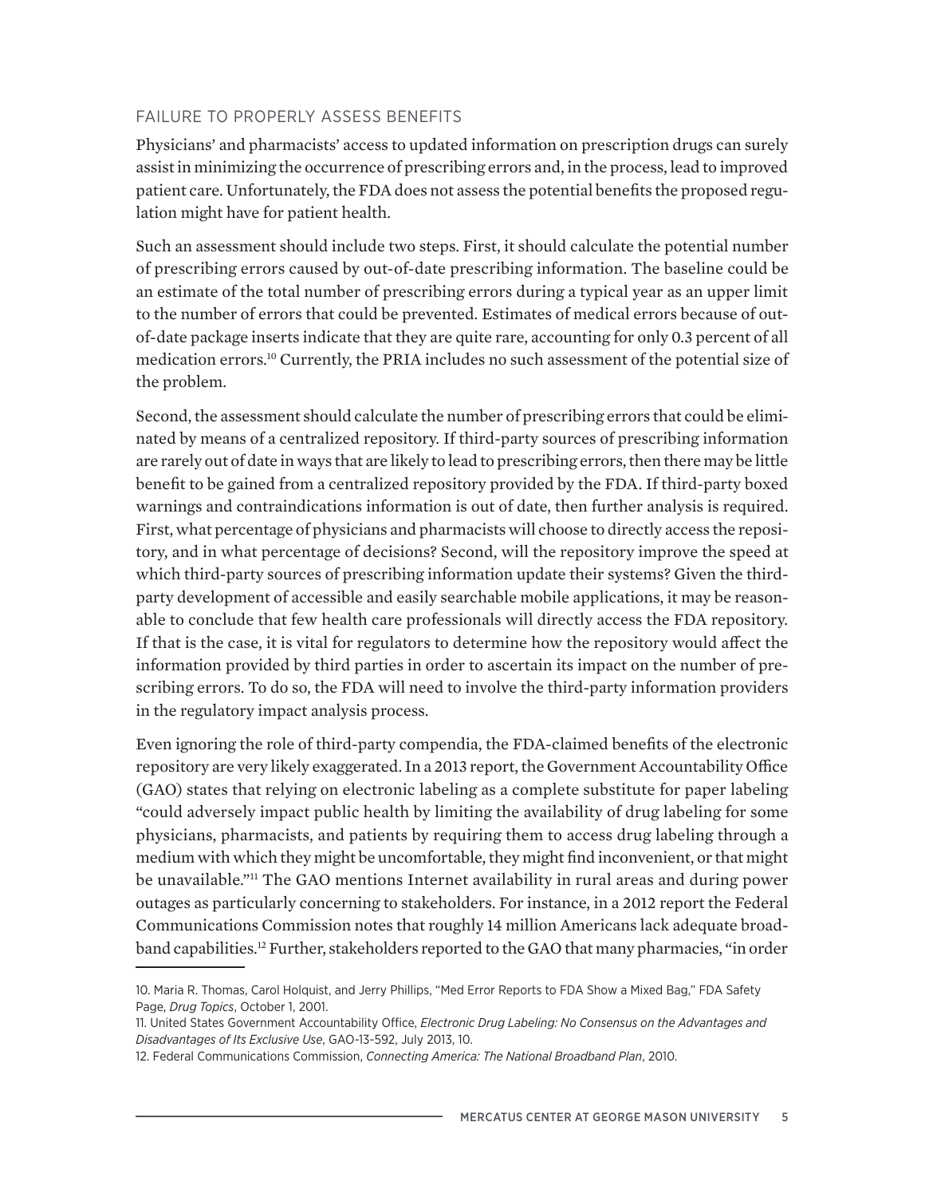## FAILURE TO PROPERLY ASSESS BENEFITS

Physicians' and pharmacists' access to updated information on prescription drugs can surely assist in minimizing the occurrence of prescribing errors and, in the process, lead to improved patient care. Unfortunately, the FDA does not assess the potential benefits the proposed regulation might have for patient health.

Such an assessment should include two steps. First, it should calculate the potential number of prescribing errors caused by out-of-date prescribing information. The baseline could be an estimate of the total number of prescribing errors during a typical year as an upper limit to the number of errors that could be prevented. Estimates of medical errors because of out-of-date package inserts indicate that they are quite rare, accounting for only 0.3 percent of all medication errors.[10] Currently, the PRIA includes no such assessment of the potential size of the problem.

Second, the assessment should calculate the number of prescribing errors that could be eliminated by means of a centralized repository. If third-party sources of prescribing information are rarely out of date in ways that are likely to lead to prescribing errors, then there may be little benefit to be gained from a centralized repository provided by the FDA. If third-party boxed warnings and contraindications information is out of date, then further analysis is required. First, what percentage of physicians and pharmacists will choose to directly access the repository, and in what percentage of decisions? Second, will the repository improve the speed at which third-party sources of prescribing information update their systems? Given the third-party development of accessible and easily searchable mobile applications, it may be reasonable to conclude that few health care professionals will directly access the FDA repository. If that is the case, it is vital for regulators to determine how the repository would affect the information provided by third parties in order to ascertain its impact on the number of prescribing errors. To do so, the FDA will need to involve the third-party information providers in the regulatory impact analysis process.

Even ignoring the role of third-party compendia, the FDA-claimed benefits of the electronic repository are very likely exaggerated. In a 2013 report, the Government Accountability Office (GAO) states that relying on electronic labeling as a complete substitute for paper labeling "could adversely impact public health by limiting the availability of drug labeling for some physicians, pharmacists, and patients by requiring them to access drug labeling through a medium with which they might be uncomfortable, they might find inconvenient, or that might be unavailable."[11] The GAO mentions Internet availability in rural areas and during power outages as particularly concerning to stakeholders. For instance, in a 2012 report the Federal Communications Commission notes that roughly 14 million Americans lack adequate broadband capabilities.[12] Further, stakeholders reported to the GAO that many pharmacies, "in order

---

10. Maria R. Thomas, Carol Holquist, and Jerry Phillips, "Med Error Reports to FDA Show a Mixed Bag," FDA Safety Page, *Drug Topics*, October 1, 2001.

11. United States Government Accountability Office, *Electronic Drug Labeling: No Consensus on the Advantages and Disadvantages of Its Exclusive Use*, GAO-13-592, July 2013, 10.

12. Federal Communications Commission, *Connecting America: The National Broadband Plan*, 2010.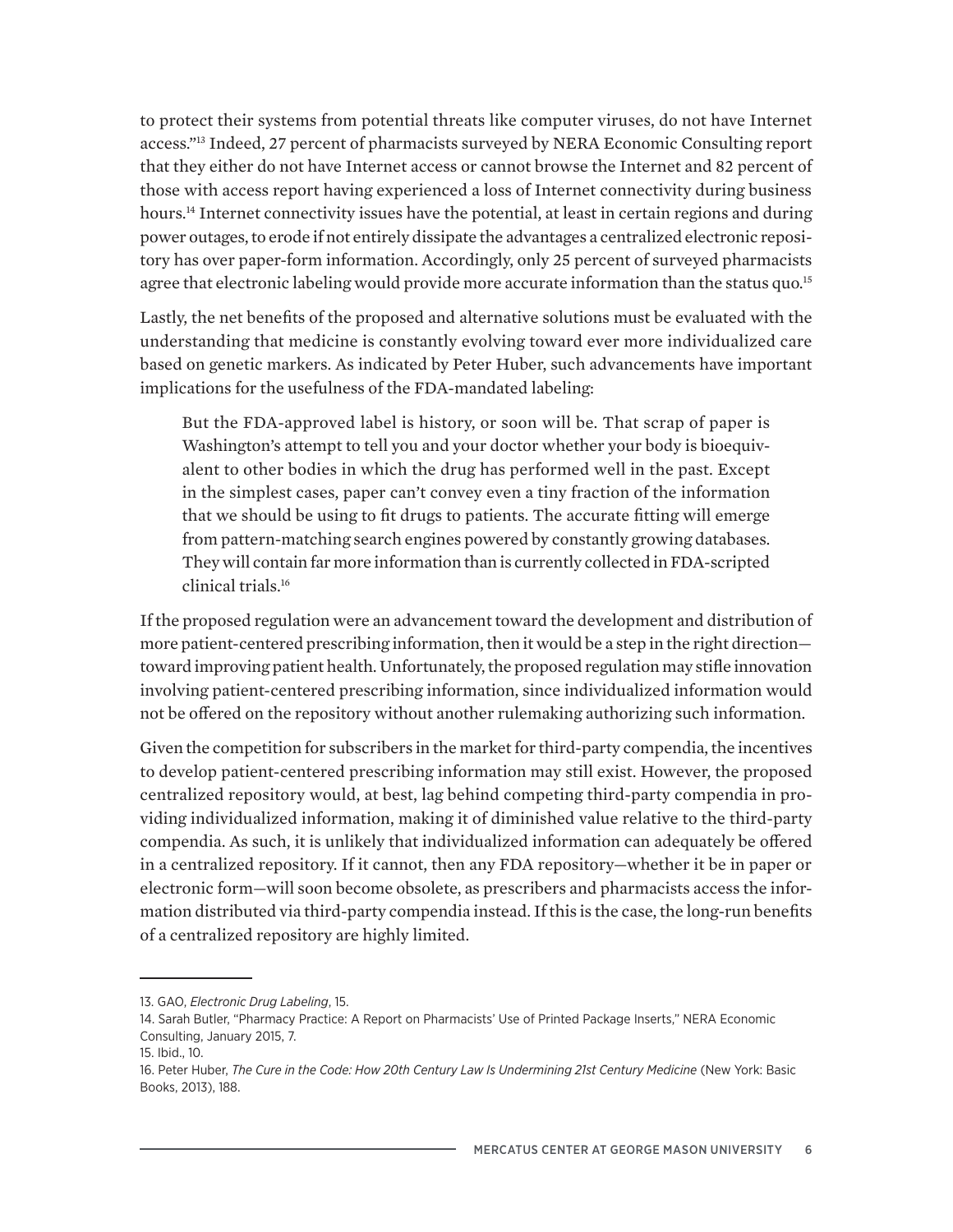to protect their systems from potential threats like computer viruses, do not have Internet access."[13] Indeed, 27 percent of pharmacists surveyed by NERA Economic Consulting report that they either do not have Internet access or cannot browse the Internet and 82 percent of those with access report having experienced a loss of Internet connectivity during business hours.[14] Internet connectivity issues have the potential, at least in certain regions and during power outages, to erode if not entirely dissipate the advantages a centralized electronic repository has over paper-form information. Accordingly, only 25 percent of surveyed pharmacists agree that electronic labeling would provide more accurate information than the status quo.[15]

Lastly, the net benefits of the proposed and alternative solutions must be evaluated with the understanding that medicine is constantly evolving toward ever more individualized care based on genetic markers. As indicated by Peter Huber, such advancements have important implications for the usefulness of the FDA-mandated labeling:

> But the FDA-approved label is history, or soon will be. That scrap of paper is Washington's attempt to tell you and your doctor whether your body is bioequivalent to other bodies in which the drug has performed well in the past. Except in the simplest cases, paper can't convey even a tiny fraction of the information that we should be using to fit drugs to patients. The accurate fitting will emerge from pattern-matching search engines powered by constantly growing databases. They will contain far more information than is currently collected in FDA-scripted clinical trials.[16]

If the proposed regulation were an advancement toward the development and distribution of more patient-centered prescribing information, then it would be a step in the right direction—toward improving patient health. Unfortunately, the proposed regulation may stifle innovation involving patient-centered prescribing information, since individualized information would not be offered on the repository without another rulemaking authorizing such information.

Given the competition for subscribers in the market for third-party compendia, the incentives to develop patient-centered prescribing information may still exist. However, the proposed centralized repository would, at best, lag behind competing third-party compendia in providing individualized information, making it of diminished value relative to the third-party compendia. As such, it is unlikely that individualized information can adequately be offered in a centralized repository. If it cannot, then any FDA repository—whether it be in paper or electronic form—will soon become obsolete, as prescribers and pharmacists access the information distributed via third-party compendia instead. If this is the case, the long-run benefits of a centralized repository are highly limited.

---

13. GAO, *Electronic Drug Labeling*, 15.
14. Sarah Butler, "Pharmacy Practice: A Report on Pharmacists' Use of Printed Package Inserts," NERA Economic Consulting, January 2015, 7.
15. Ibid., 10.
16. Peter Huber, *The Cure in the Code: How 20th Century Law Is Undermining 21st Century Medicine* (New York: Basic Books, 2013), 188.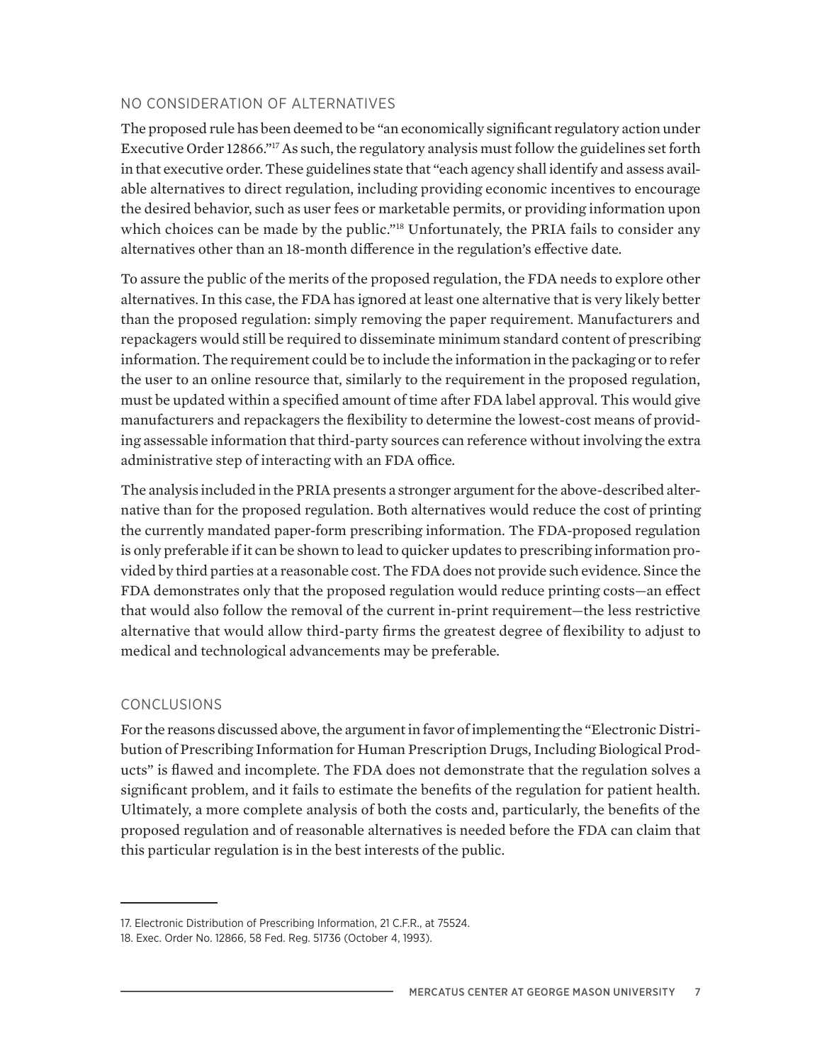## NO CONSIDERATION OF ALTERNATIVES

The proposed rule has been deemed to be "an economically significant regulatory action under Executive Order 12866."[17] As such, the regulatory analysis must follow the guidelines set forth in that executive order. These guidelines state that "each agency shall identify and assess available alternatives to direct regulation, including providing economic incentives to encourage the desired behavior, such as user fees or marketable permits, or providing information upon which choices can be made by the public."[18] Unfortunately, the PRIA fails to consider any alternatives other than an 18-month difference in the regulation's effective date.

To assure the public of the merits of the proposed regulation, the FDA needs to explore other alternatives. In this case, the FDA has ignored at least one alternative that is very likely better than the proposed regulation: simply removing the paper requirement. Manufacturers and repackagers would still be required to disseminate minimum standard content of prescribing information. The requirement could be to include the information in the packaging or to refer the user to an online resource that, similarly to the requirement in the proposed regulation, must be updated within a specified amount of time after FDA label approval. This would give manufacturers and repackagers the flexibility to determine the lowest-cost means of providing assessable information that third-party sources can reference without involving the extra administrative step of interacting with an FDA office.

The analysis included in the PRIA presents a stronger argument for the above-described alternative than for the proposed regulation. Both alternatives would reduce the cost of printing the currently mandated paper-form prescribing information. The FDA-proposed regulation is only preferable if it can be shown to lead to quicker updates to prescribing information provided by third parties at a reasonable cost. The FDA does not provide such evidence. Since the FDA demonstrates only that the proposed regulation would reduce printing costs—an effect that would also follow the removal of the current in-print requirement—the less restrictive alternative that would allow third-party firms the greatest degree of flexibility to adjust to medical and technological advancements may be preferable.

## CONCLUSIONS

For the reasons discussed above, the argument in favor of implementing the "Electronic Distribution of Prescribing Information for Human Prescription Drugs, Including Biological Products" is flawed and incomplete. The FDA does not demonstrate that the regulation solves a significant problem, and it fails to estimate the benefits of the regulation for patient health. Ultimately, a more complete analysis of both the costs and, particularly, the benefits of the proposed regulation and of reasonable alternatives is needed before the FDA can claim that this particular regulation is in the best interests of the public.

---

17. Electronic Distribution of Prescribing Information, 21 C.F.R., at 75524.
18. Exec. Order No. 12866, 58 Fed. Reg. 51736 (October 4, 1993).